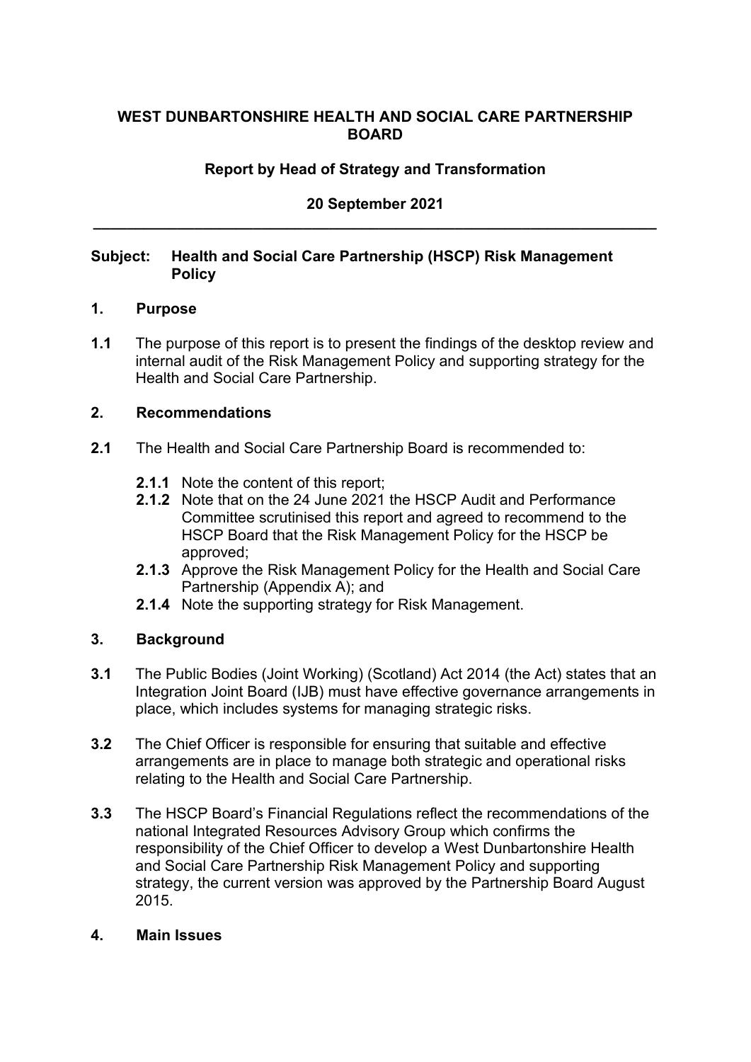**WEST DUNBARTONSHIRE HEALTH AND SOCIAL CARE PARTNERSHIP BOARD**

**Report by Head of Strategy and Transformation**

**20 September 2021**

---

**Subject: Health and Social Care Partnership (HSCP) Risk Management Policy**

## 1. Purpose

**1.1** The purpose of this report is to present the findings of the desktop review and internal audit of the Risk Management Policy and supporting strategy for the Health and Social Care Partnership.

## 2. Recommendations

**2.1** The Health and Social Care Partnership Board is recommended to:

- **2.1.1** Note the content of this report;
- **2.1.2** Note that on the 24 June 2021 the HSCP Audit and Performance Committee scrutinised this report and agreed to recommend to the HSCP Board that the Risk Management Policy for the HSCP be approved;
- **2.1.3** Approve the Risk Management Policy for the Health and Social Care Partnership (Appendix A); and
- **2.1.4** Note the supporting strategy for Risk Management.

## 3. Background

**3.1** The Public Bodies (Joint Working) (Scotland) Act 2014 (the Act) states that an Integration Joint Board (IJB) must have effective governance arrangements in place, which includes systems for managing strategic risks.

**3.2** The Chief Officer is responsible for ensuring that suitable and effective arrangements are in place to manage both strategic and operational risks relating to the Health and Social Care Partnership.

**3.3** The HSCP Board's Financial Regulations reflect the recommendations of the national Integrated Resources Advisory Group which confirms the responsibility of the Chief Officer to develop a West Dunbartonshire Health and Social Care Partnership Risk Management Policy and supporting strategy, the current version was approved by the Partnership Board August 2015.

## 4. Main Issues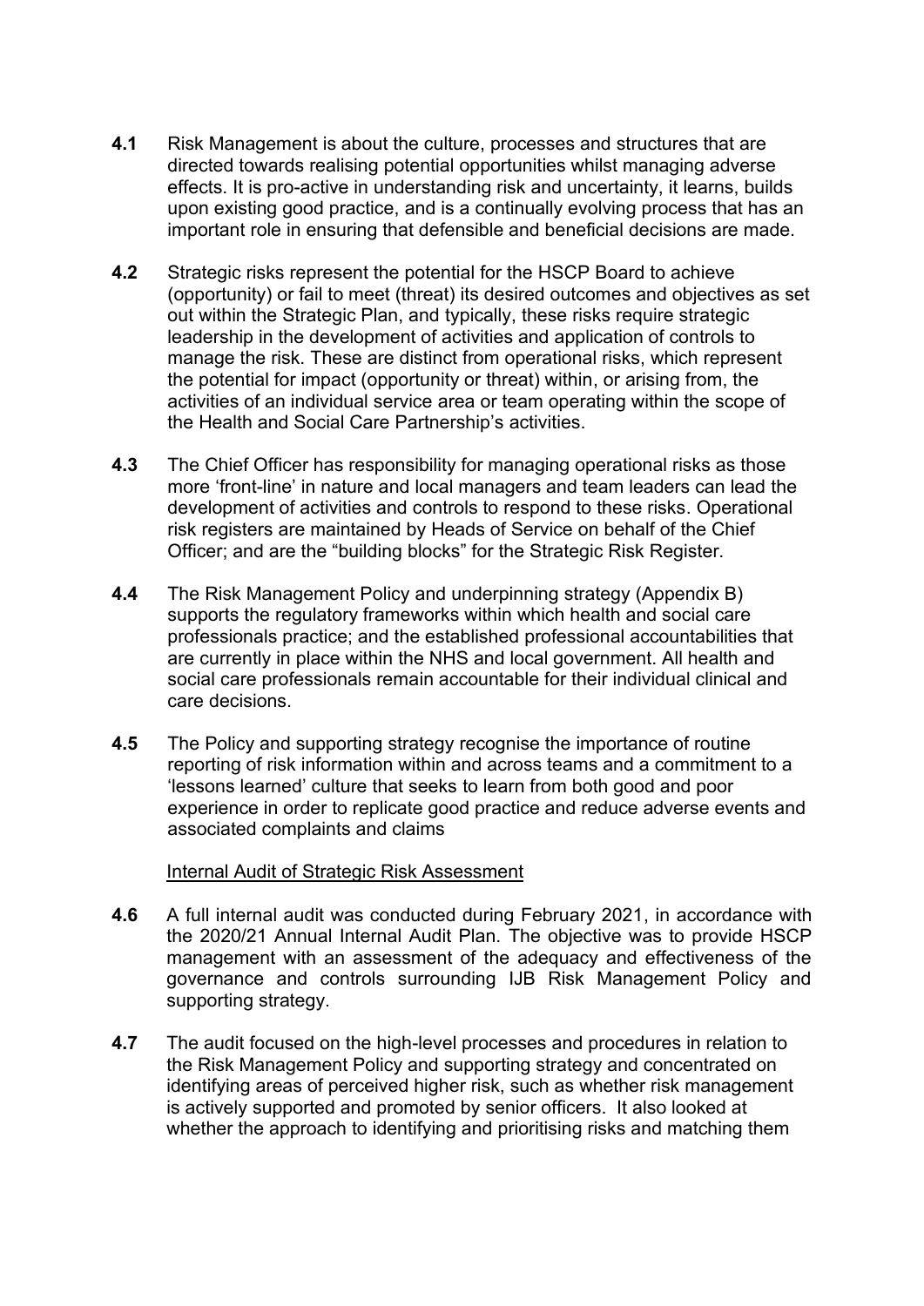**4.1** Risk Management is about the culture, processes and structures that are directed towards realising potential opportunities whilst managing adverse effects. It is pro-active in understanding risk and uncertainty, it learns, builds upon existing good practice, and is a continually evolving process that has an important role in ensuring that defensible and beneficial decisions are made.

**4.2** Strategic risks represent the potential for the HSCP Board to achieve (opportunity) or fail to meet (threat) its desired outcomes and objectives as set out within the Strategic Plan, and typically, these risks require strategic leadership in the development of activities and application of controls to manage the risk. These are distinct from operational risks, which represent the potential for impact (opportunity or threat) within, or arising from, the activities of an individual service area or team operating within the scope of the Health and Social Care Partnership's activities.

**4.3** The Chief Officer has responsibility for managing operational risks as those more 'front-line' in nature and local managers and team leaders can lead the development of activities and controls to respond to these risks. Operational risk registers are maintained by Heads of Service on behalf of the Chief Officer; and are the "building blocks" for the Strategic Risk Register.

**4.4** The Risk Management Policy and underpinning strategy (Appendix B) supports the regulatory frameworks within which health and social care professionals practice; and the established professional accountabilities that are currently in place within the NHS and local government. All health and social care professionals remain accountable for their individual clinical and care decisions.

**4.5** The Policy and supporting strategy recognise the importance of routine reporting of risk information within and across teams and a commitment to a 'lessons learned' culture that seeks to learn from both good and poor experience in order to replicate good practice and reduce adverse events and associated complaints and claims

Internal Audit of Strategic Risk Assessment

**4.6** A full internal audit was conducted during February 2021, in accordance with the 2020/21 Annual Internal Audit Plan. The objective was to provide HSCP management with an assessment of the adequacy and effectiveness of the governance and controls surrounding IJB Risk Management Policy and supporting strategy.

**4.7** The audit focused on the high-level processes and procedures in relation to the Risk Management Policy and supporting strategy and concentrated on identifying areas of perceived higher risk, such as whether risk management is actively supported and promoted by senior officers. It also looked at whether the approach to identifying and prioritising risks and matching them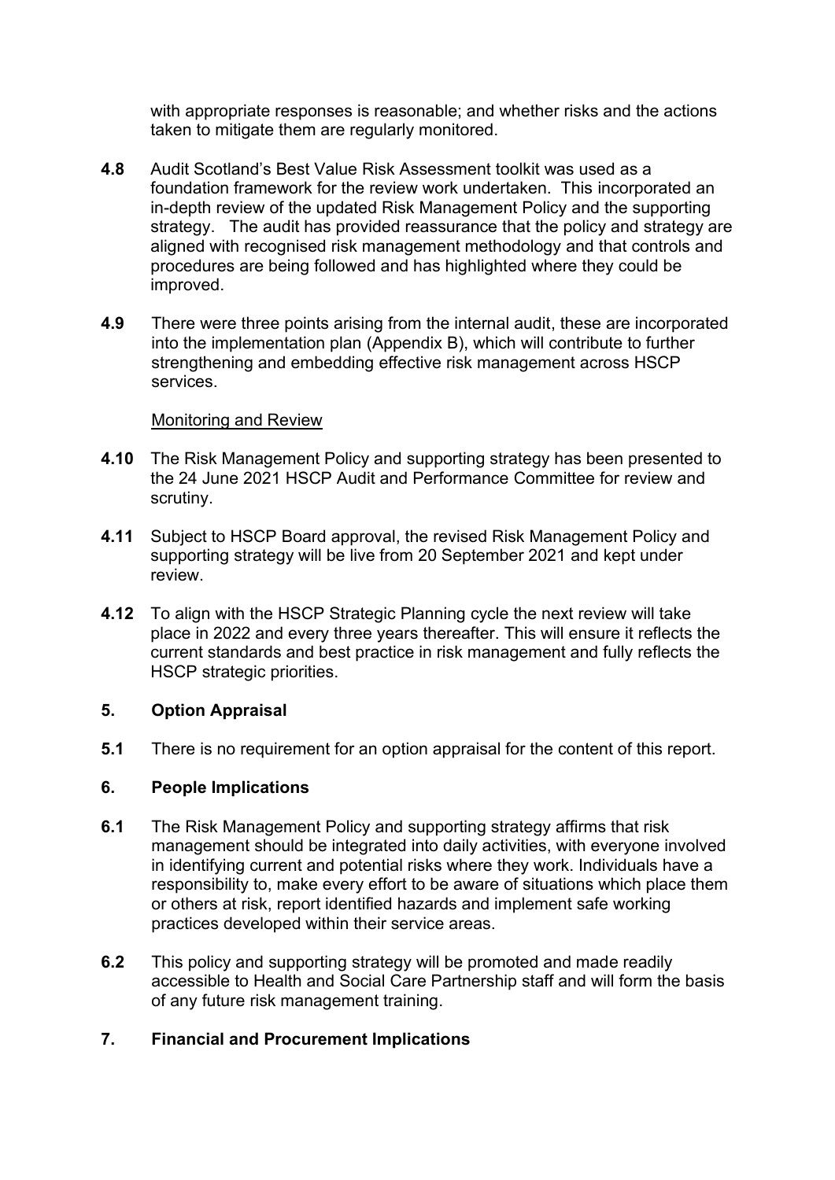with appropriate responses is reasonable; and whether risks and the actions taken to mitigate them are regularly monitored.

**4.8** Audit Scotland's Best Value Risk Assessment toolkit was used as a foundation framework for the review work undertaken. This incorporated an in-depth review of the updated Risk Management Policy and the supporting strategy. The audit has provided reassurance that the policy and strategy are aligned with recognised risk management methodology and that controls and procedures are being followed and has highlighted where they could be improved.

**4.9** There were three points arising from the internal audit, these are incorporated into the implementation plan (Appendix B), which will contribute to further strengthening and embedding effective risk management across HSCP services.

Monitoring and Review

**4.10** The Risk Management Policy and supporting strategy has been presented to the 24 June 2021 HSCP Audit and Performance Committee for review and scrutiny.

**4.11** Subject to HSCP Board approval, the revised Risk Management Policy and supporting strategy will be live from 20 September 2021 and kept under review.

**4.12** To align with the HSCP Strategic Planning cycle the next review will take place in 2022 and every three years thereafter. This will ensure it reflects the current standards and best practice in risk management and fully reflects the HSCP strategic priorities.

## 5. Option Appraisal

**5.1** There is no requirement for an option appraisal for the content of this report.

## 6. People Implications

**6.1** The Risk Management Policy and supporting strategy affirms that risk management should be integrated into daily activities, with everyone involved in identifying current and potential risks where they work. Individuals have a responsibility to, make every effort to be aware of situations which place them or others at risk, report identified hazards and implement safe working practices developed within their service areas.

**6.2** This policy and supporting strategy will be promoted and made readily accessible to Health and Social Care Partnership staff and will form the basis of any future risk management training.

## 7. Financial and Procurement Implications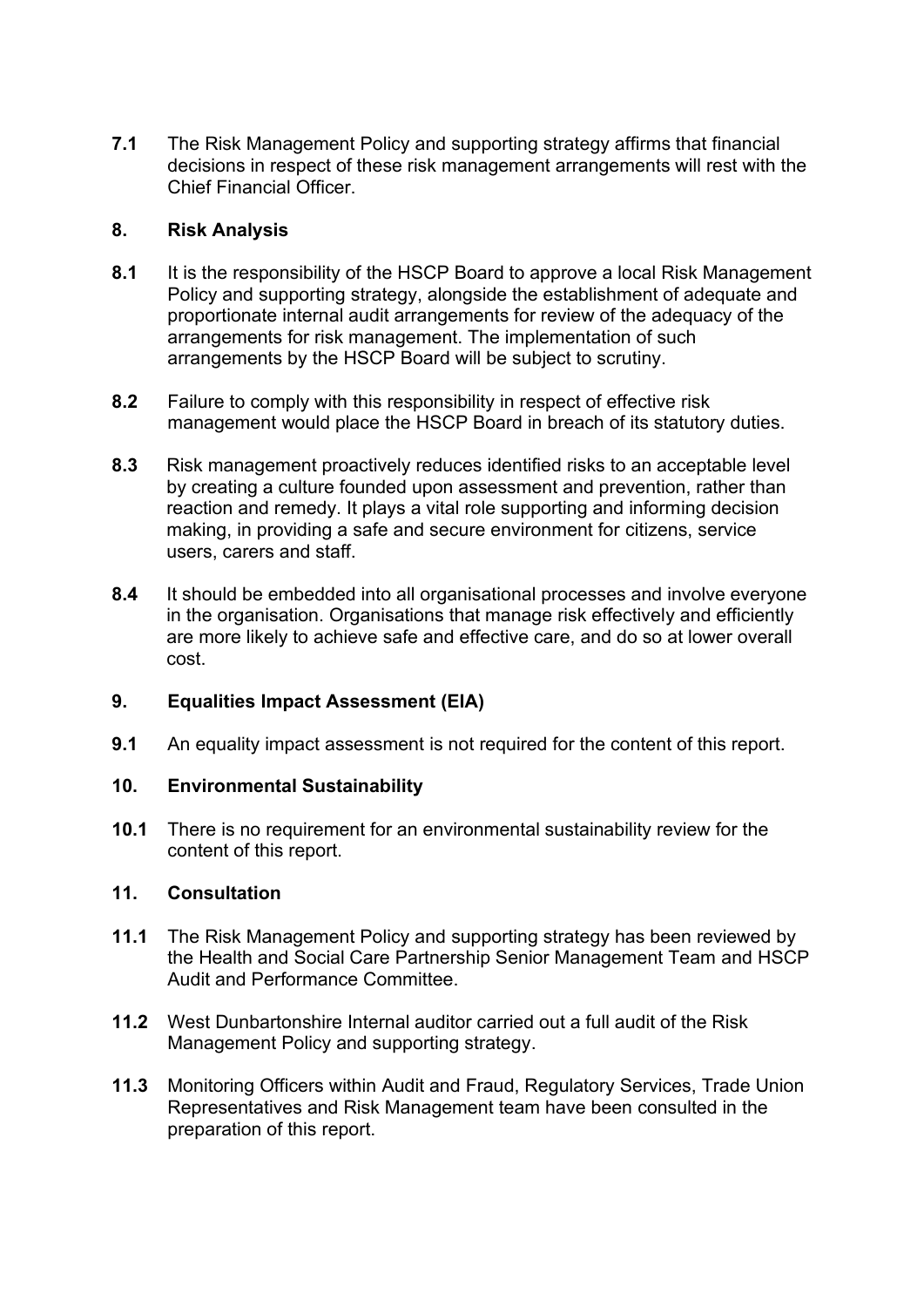**7.1** The Risk Management Policy and supporting strategy affirms that financial decisions in respect of these risk management arrangements will rest with the Chief Financial Officer.

## 8. Risk Analysis

**8.1** It is the responsibility of the HSCP Board to approve a local Risk Management Policy and supporting strategy, alongside the establishment of adequate and proportionate internal audit arrangements for review of the adequacy of the arrangements for risk management. The implementation of such arrangements by the HSCP Board will be subject to scrutiny.

**8.2** Failure to comply with this responsibility in respect of effective risk management would place the HSCP Board in breach of its statutory duties.

**8.3** Risk management proactively reduces identified risks to an acceptable level by creating a culture founded upon assessment and prevention, rather than reaction and remedy. It plays a vital role supporting and informing decision making, in providing a safe and secure environment for citizens, service users, carers and staff.

**8.4** It should be embedded into all organisational processes and involve everyone in the organisation. Organisations that manage risk effectively and efficiently are more likely to achieve safe and effective care, and do so at lower overall cost.

## 9. Equalities Impact Assessment (EIA)

**9.1** An equality impact assessment is not required for the content of this report.

## 10. Environmental Sustainability

**10.1** There is no requirement for an environmental sustainability review for the content of this report.

## 11. Consultation

**11.1** The Risk Management Policy and supporting strategy has been reviewed by the Health and Social Care Partnership Senior Management Team and HSCP Audit and Performance Committee.

**11.2** West Dunbartonshire Internal auditor carried out a full audit of the Risk Management Policy and supporting strategy.

**11.3** Monitoring Officers within Audit and Fraud, Regulatory Services, Trade Union Representatives and Risk Management team have been consulted in the preparation of this report.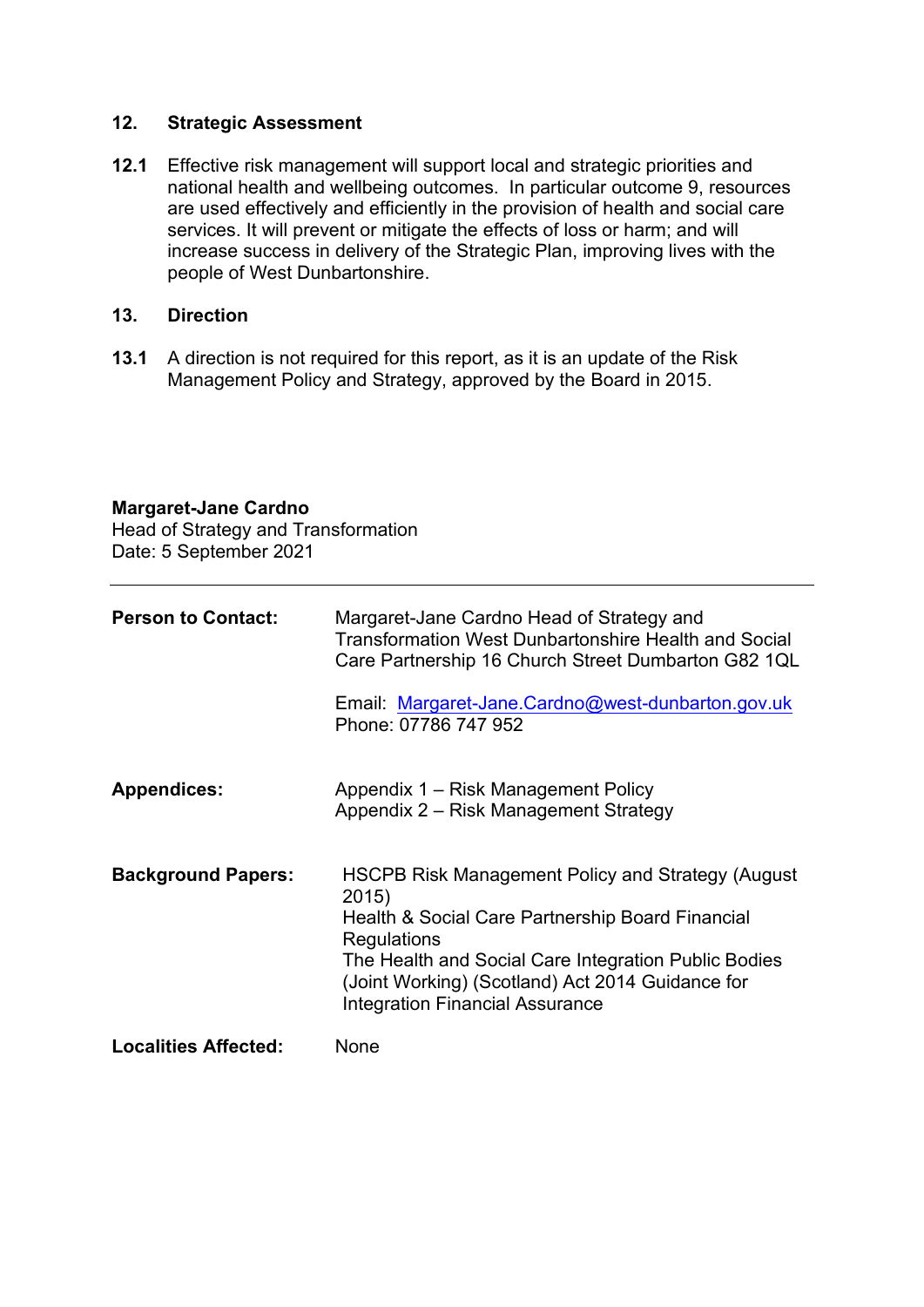## 12. Strategic Assessment

**12.1** Effective risk management will support local and strategic priorities and national health and wellbeing outcomes. In particular outcome 9, resources are used effectively and efficiently in the provision of health and social care services. It will prevent or mitigate the effects of loss or harm; and will increase success in delivery of the Strategic Plan, improving lives with the people of West Dunbartonshire.

## 13. Direction

**13.1** A direction is not required for this report, as it is an update of the Risk Management Policy and Strategy, approved by the Board in 2015.

**Margaret-Jane Cardno**
Head of Strategy and Transformation
Date: 5 September 2021

---

| | |
|---|---|
| **Person to Contact:** | Margaret-Jane Cardno Head of Strategy and Transformation West Dunbartonshire Health and Social Care Partnership 16 Church Street Dumbarton G82 1QL<br><br>Email: Margaret-Jane.Cardno@west-dunbarton.gov.uk<br>Phone: 07786 747 952 |
| **Appendices:** | Appendix 1 – Risk Management Policy<br>Appendix 2 – Risk Management Strategy |
| **Background Papers:** | HSCPB Risk Management Policy and Strategy (August 2015)<br>Health & Social Care Partnership Board Financial Regulations<br>The Health and Social Care Integration Public Bodies (Joint Working) (Scotland) Act 2014 Guidance for Integration Financial Assurance |
| **Localities Affected:** | None |